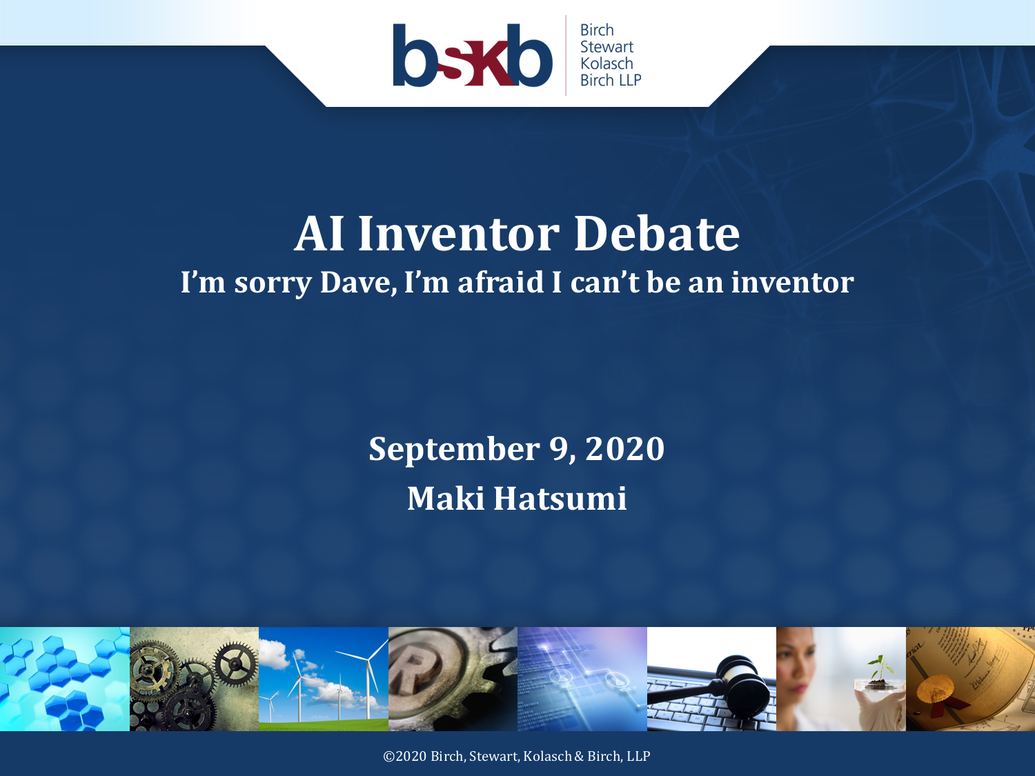Birch Stewart Kolasch Birch LLP

# AI Inventor Debate

## I'm sorry Dave, I'm afraid I can't be an inventor

**September 9, 2020**

**Maki Hatsumi**

©2020 Birch, Stewart, Kolasch & Birch, LLP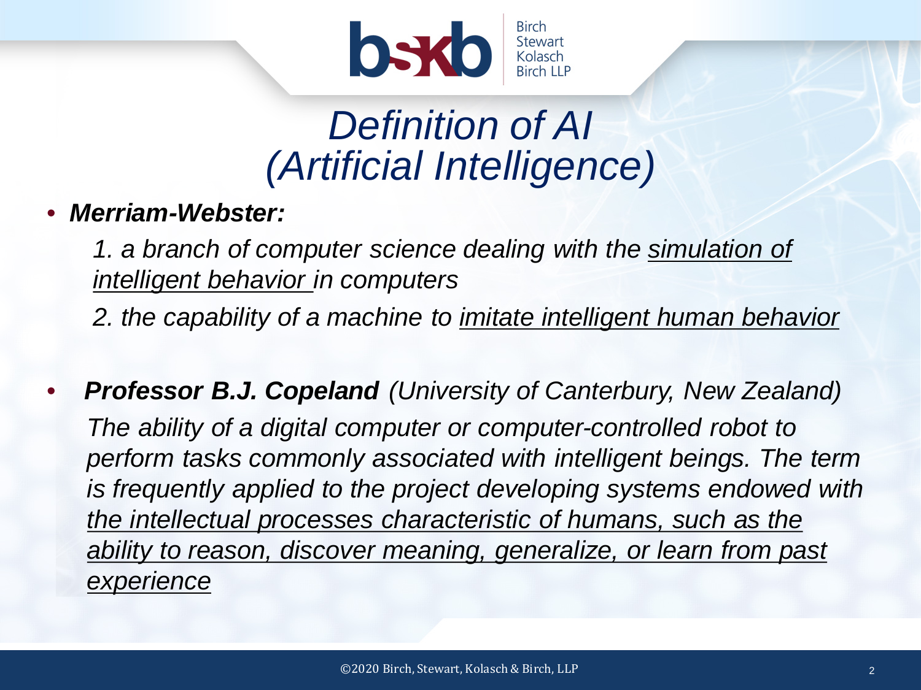# *Definition of AI (Artificial Intelligence)*

- ***Merriam-Webster:***

  *1. a branch of computer science dealing with the simulation of intelligent behavior in computers*

  *2. the capability of a machine to imitate intelligent human behavior*

- ***Professor B.J. Copeland*** *(University of Canterbury, New Zealand)*

  *The ability of a digital computer or computer-controlled robot to perform tasks commonly associated with intelligent beings. The term is frequently applied to the project developing systems endowed with the intellectual processes characteristic of humans, such as the ability to reason, discover meaning, generalize, or learn from past experience*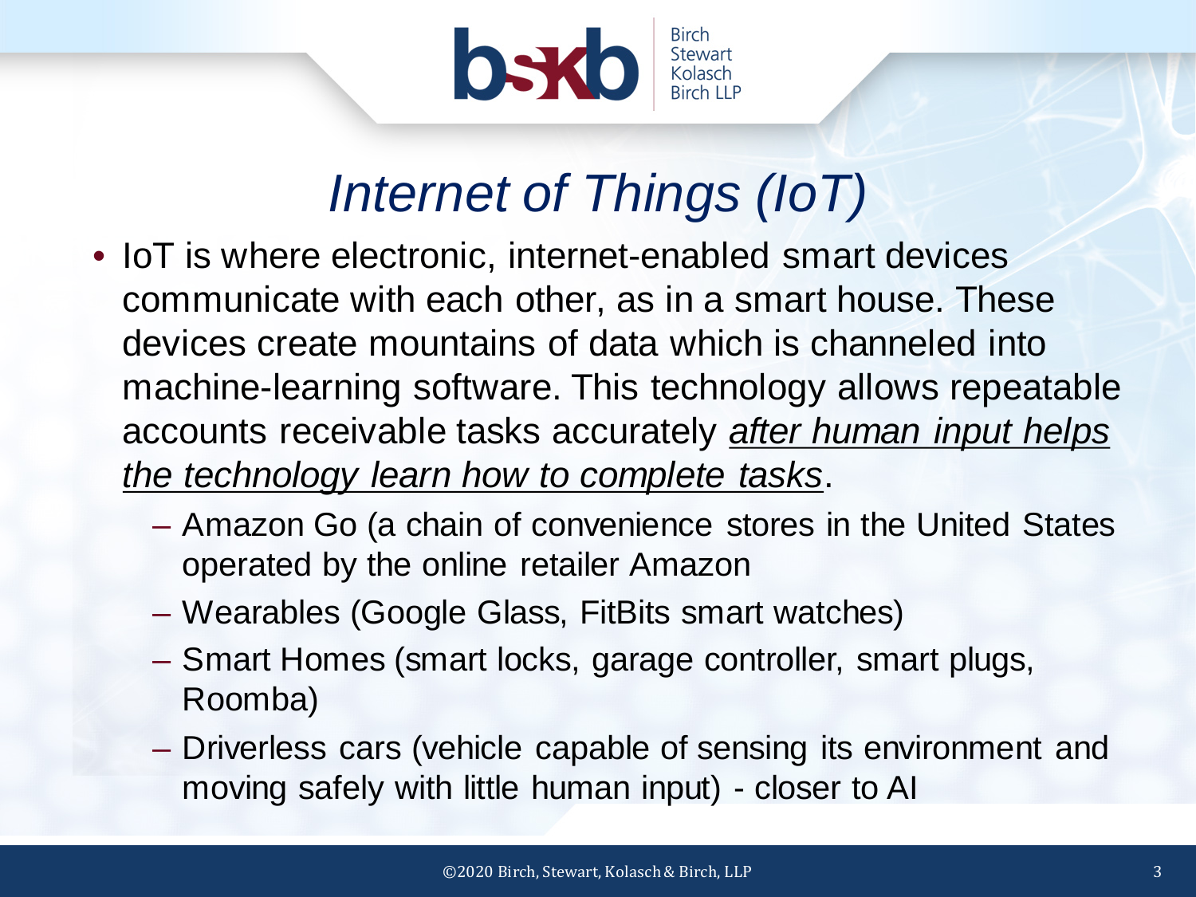# *Internet of Things (IoT)*

- IoT is where electronic, internet-enabled smart devices communicate with each other, as in a smart house. These devices create mountains of data which is channeled into machine-learning software. This technology allows repeatable accounts receivable tasks accurately *after human input helps the technology learn how to complete tasks*.
  - Amazon Go (a chain of convenience stores in the United States operated by the online retailer Amazon
  - Wearables (Google Glass, FitBits smart watches)
  - Smart Homes (smart locks, garage controller, smart plugs, Roomba)
  - Driverless cars (vehicle capable of sensing its environment and moving safely with little human input) - closer to AI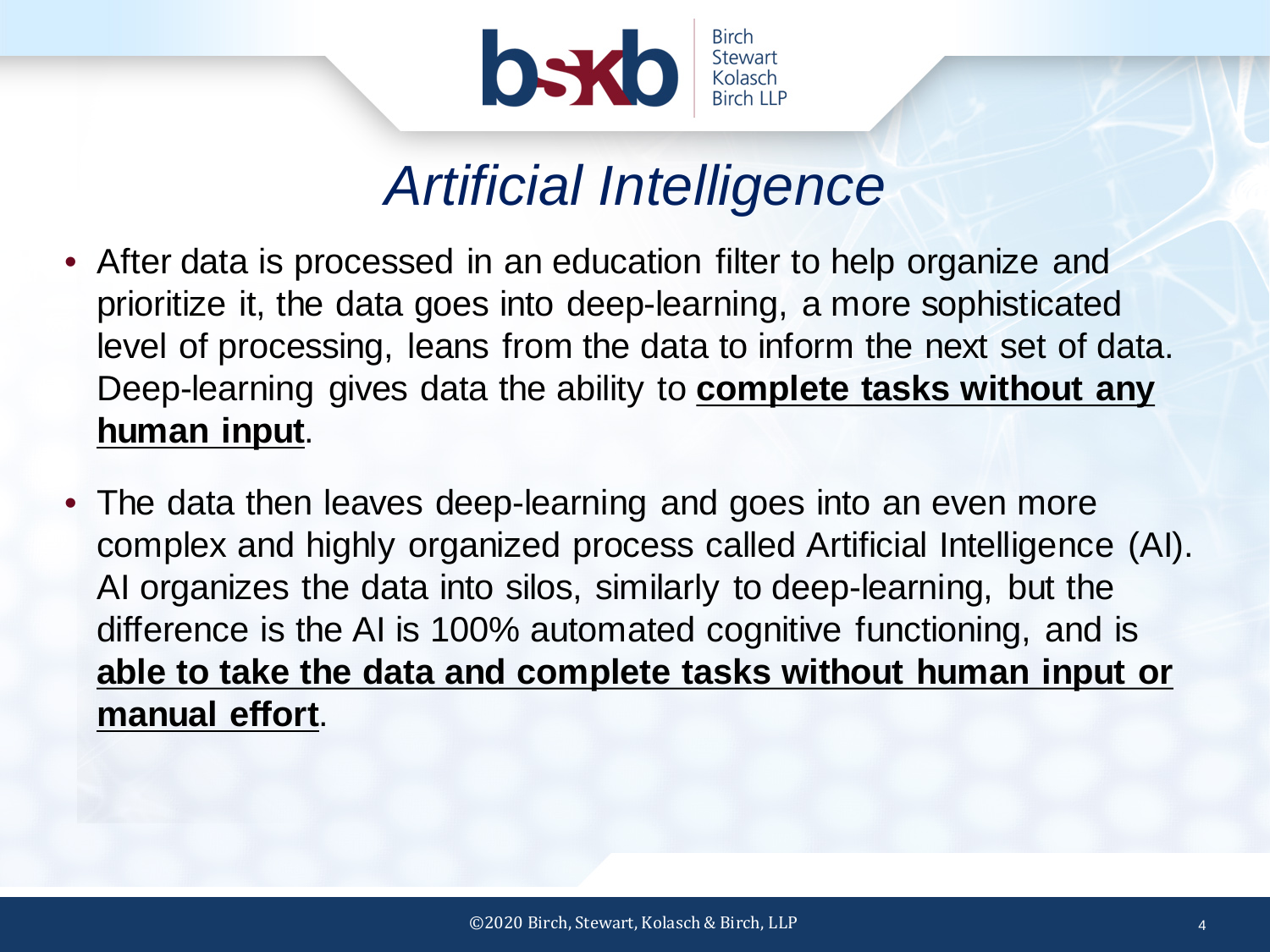# *Artificial Intelligence*

- After data is processed in an education filter to help organize and prioritize it, the data goes into deep-learning, a more sophisticated level of processing, leans from the data to inform the next set of data. Deep-learning gives data the ability to <u>**complete tasks without any human input**</u>.

- The data then leaves deep-learning and goes into an even more complex and highly organized process called Artificial Intelligence (AI). AI organizes the data into silos, similarly to deep-learning, but the difference is the AI is 100% automated cognitive functioning, and is <u>**able to take the data and complete tasks without human input or manual effort**</u>.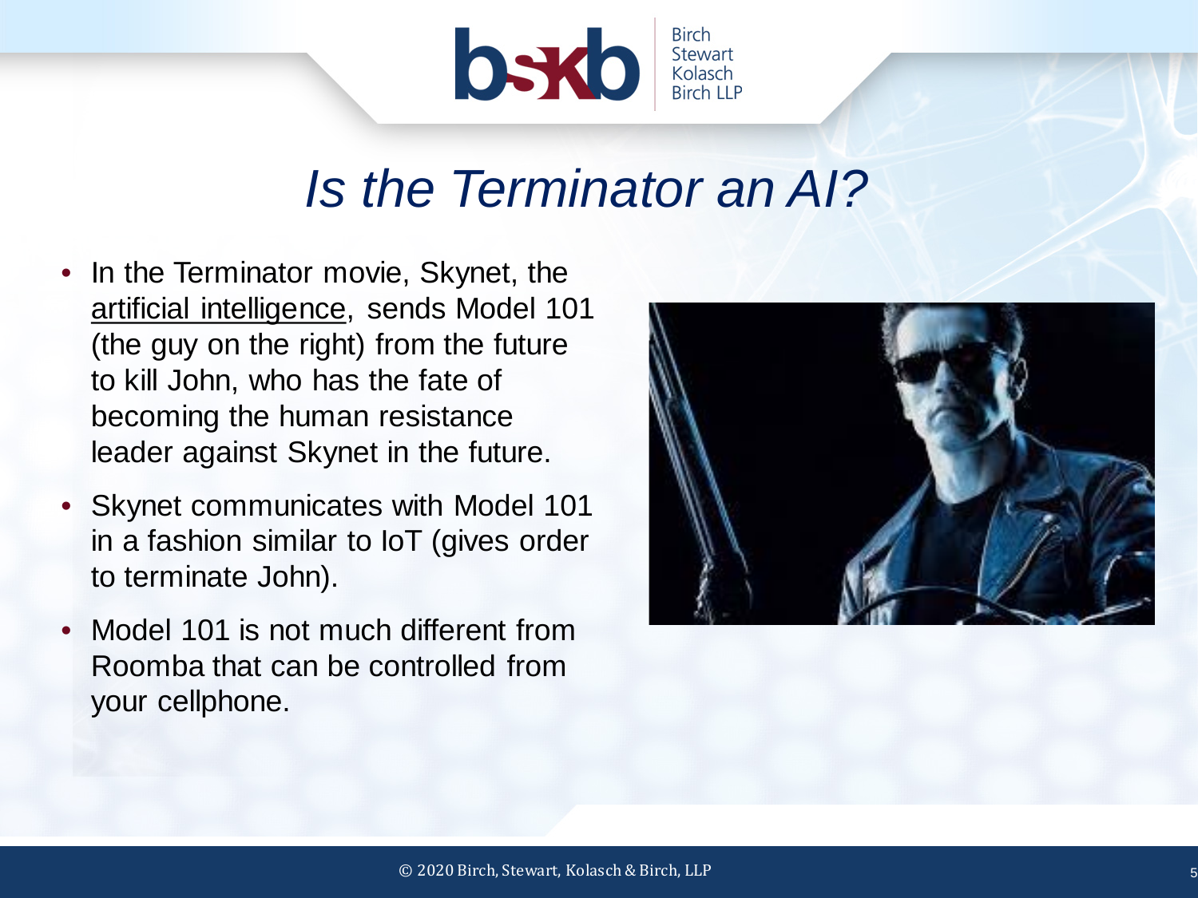# *Is the Terminator an AI?*

- In the Terminator movie, Skynet, the artificial intelligence, sends Model 101 (the guy on the right) from the future to kill John, who has the fate of becoming the human resistance leader against Skynet in the future.
- Skynet communicates with Model 101 in a fashion similar to IoT (gives order to terminate John).
- Model 101 is not much different from Roomba that can be controlled from your cellphone.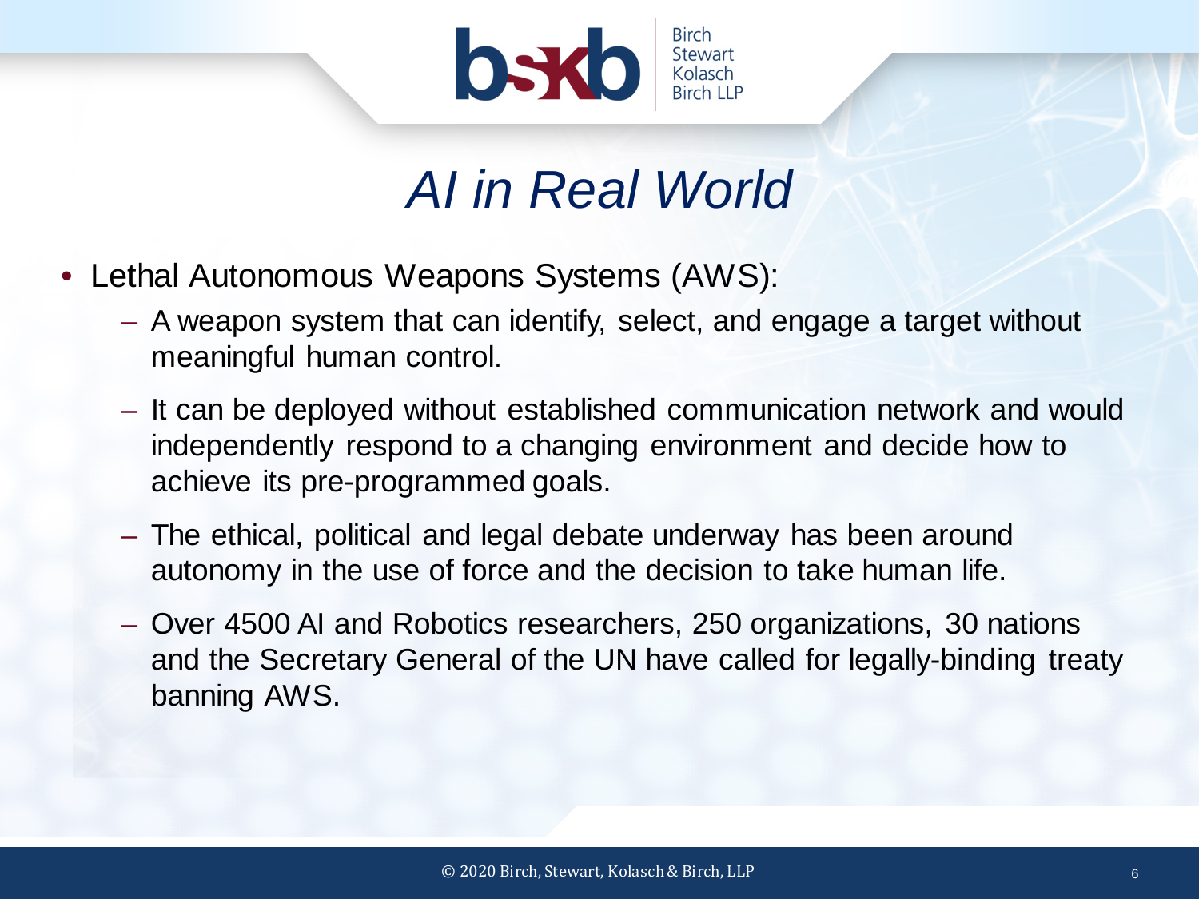# *AI in Real World*

- Lethal Autonomous Weapons Systems (AWS):
  - A weapon system that can identify, select, and engage a target without meaningful human control.
  - It can be deployed without established communication network and would independently respond to a changing environment and decide how to achieve its pre-programmed goals.
  - The ethical, political and legal debate underway has been around autonomy in the use of force and the decision to take human life.
  - Over 4500 AI and Robotics researchers, 250 organizations, 30 nations and the Secretary General of the UN have called for legally-binding treaty banning AWS.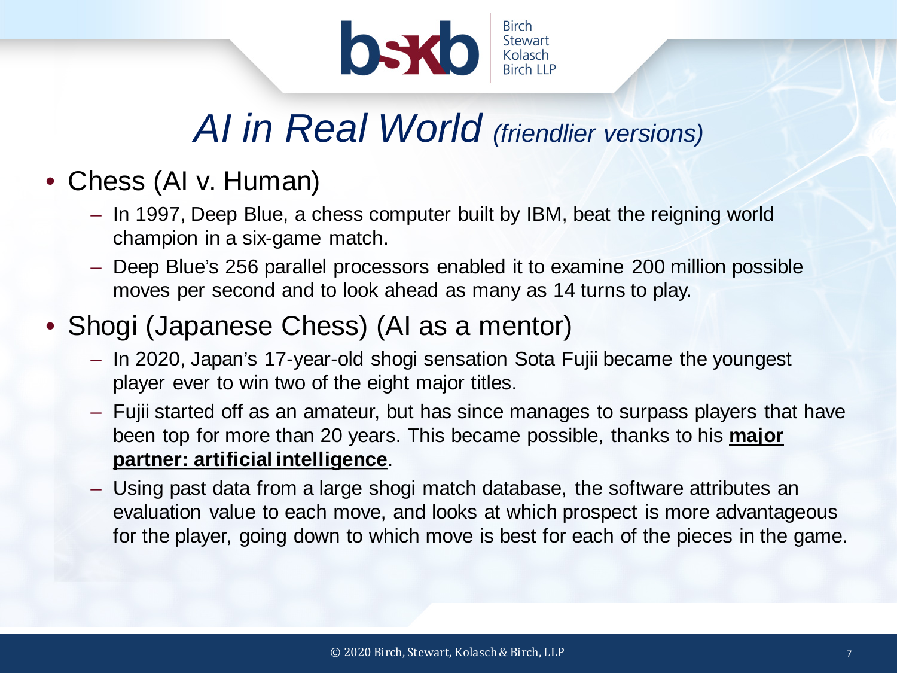# *AI in Real World (friendlier versions)*

- Chess (AI v. Human)
  - In 1997, Deep Blue, a chess computer built by IBM, beat the reigning world champion in a six-game match.
  - Deep Blue's 256 parallel processors enabled it to examine 200 million possible moves per second and to look ahead as many as 14 turns to play.
- Shogi (Japanese Chess) (AI as a mentor)
  - In 2020, Japan's 17-year-old shogi sensation Sota Fujii became the youngest player ever to win two of the eight major titles.
  - Fujii started off as an amateur, but has since manages to surpass players that have been top for more than 20 years. This became possible, thanks to his **major partner: artificial intelligence**.
  - Using past data from a large shogi match database, the software attributes an evaluation value to each move, and looks at which prospect is more advantageous for the player, going down to which move is best for each of the pieces in the game.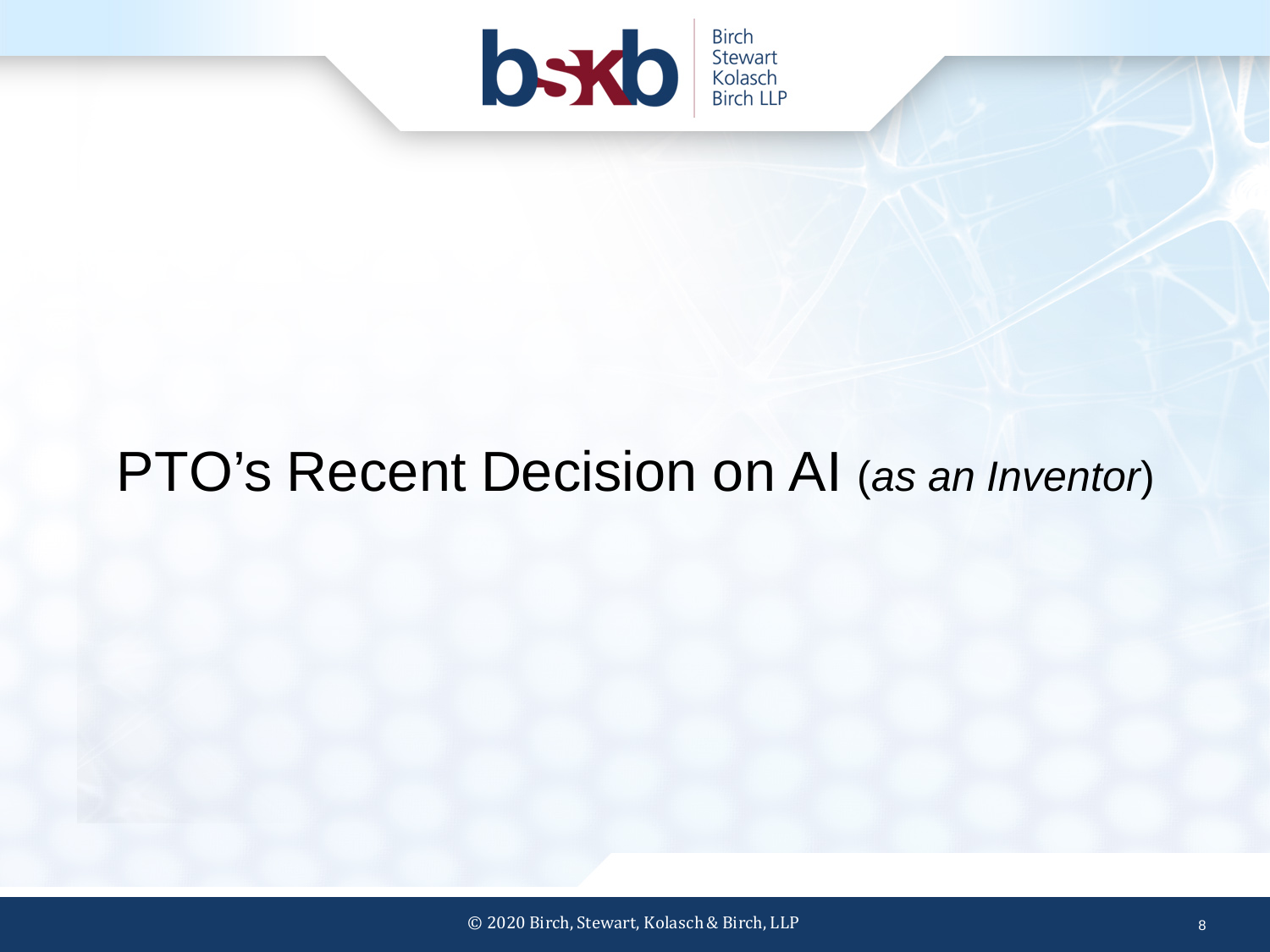# PTO's Recent Decision on AI (*as an Inventor*)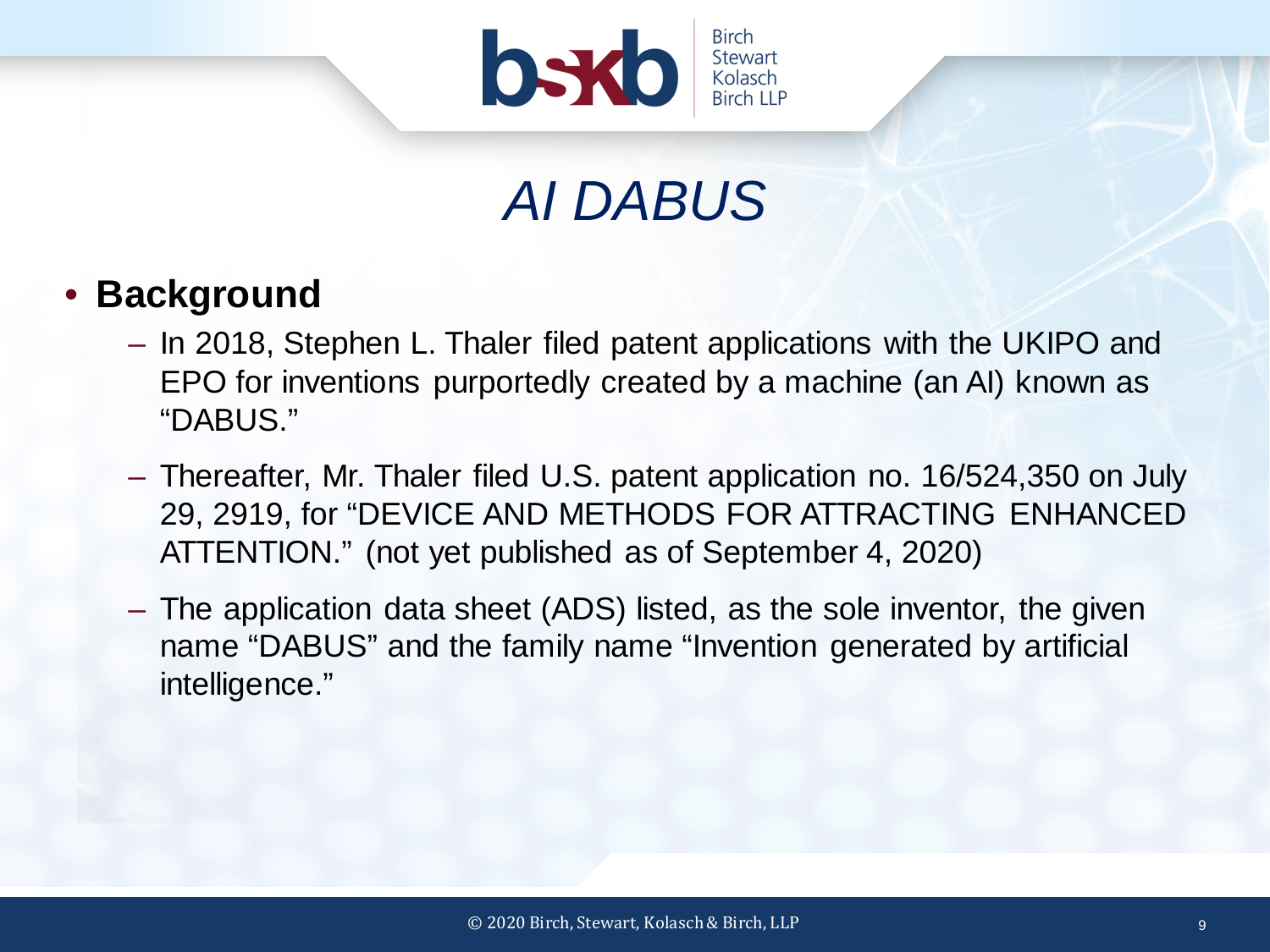# *AI DABUS*

- **Background**
  - In 2018, Stephen L. Thaler filed patent applications with the UKIPO and EPO for inventions purportedly created by a machine (an AI) known as "DABUS."
  - Thereafter, Mr. Thaler filed U.S. patent application no. 16/524,350 on July 29, 2919, for "DEVICE AND METHODS FOR ATTRACTING ENHANCED ATTENTION." (not yet published as of September 4, 2020)
  - The application data sheet (ADS) listed, as the sole inventor, the given name "DABUS" and the family name "Invention generated by artificial intelligence."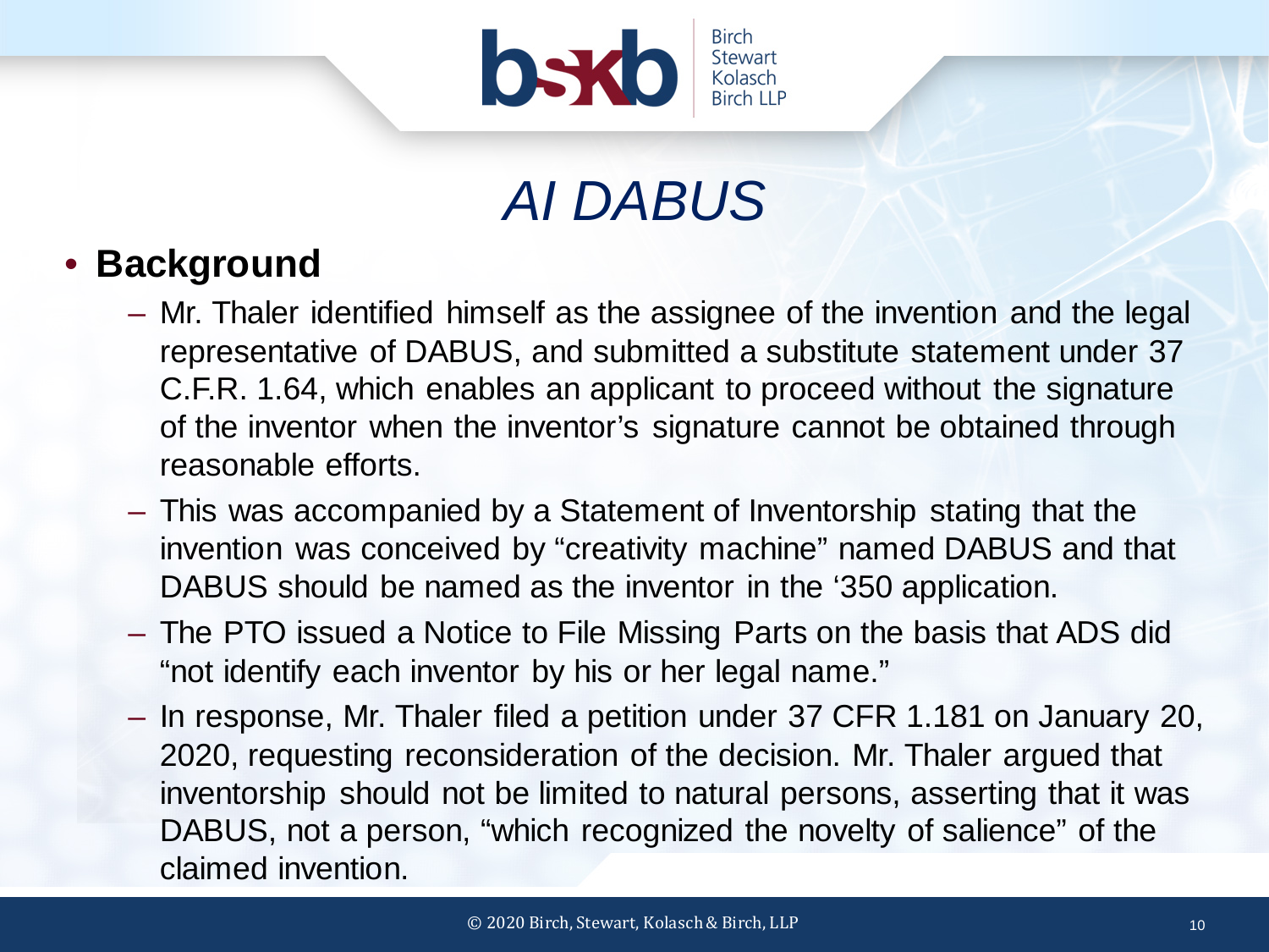# *AI DABUS*

- **Background**
  - Mr. Thaler identified himself as the assignee of the invention and the legal representative of DABUS, and submitted a substitute statement under 37 C.F.R. 1.64, which enables an applicant to proceed without the signature of the inventor when the inventor's signature cannot be obtained through reasonable efforts.
  - This was accompanied by a Statement of Inventorship stating that the invention was conceived by "creativity machine" named DABUS and that DABUS should be named as the inventor in the '350 application.
  - The PTO issued a Notice to File Missing Parts on the basis that ADS did "not identify each inventor by his or her legal name."
  - In response, Mr. Thaler filed a petition under 37 CFR 1.181 on January 20, 2020, requesting reconsideration of the decision. Mr. Thaler argued that inventorship should not be limited to natural persons, asserting that it was DABUS, not a person, "which recognized the novelty of salience" of the claimed invention.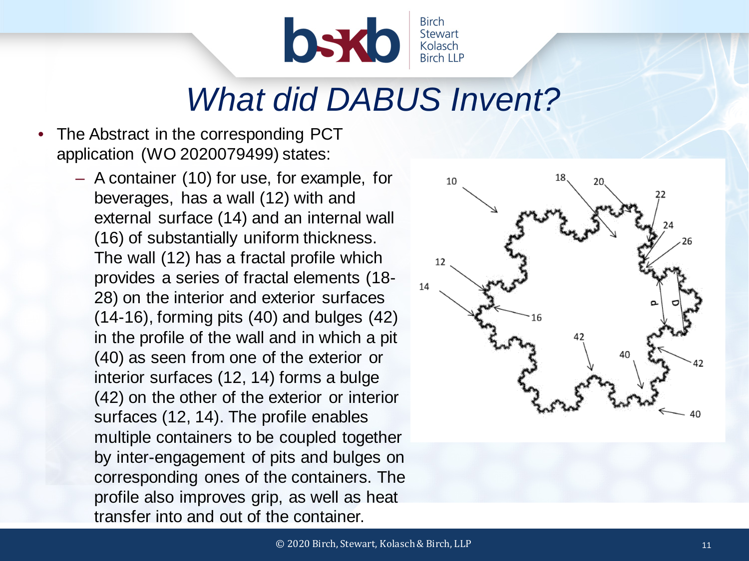# What did DABUS Invent?

- The Abstract in the corresponding PCT application (WO 2020079499) states:
  - A container (10) for use, for example, for beverages, has a wall (12) with and external surface (14) and an internal wall (16) of substantially uniform thickness. The wall (12) has a fractal profile which provides a series of fractal elements (18-28) on the interior and exterior surfaces (14-16), forming pits (40) and bulges (42) in the profile of the wall and in which a pit (40) as seen from one of the exterior or interior surfaces (12, 14) forms a bulge (42) on the other of the exterior or interior surfaces (12, 14). The profile enables multiple containers to be coupled together by inter-engagement of pits and bulges on corresponding ones of the containers. The profile also improves grip, as well as heat transfer into and out of the container.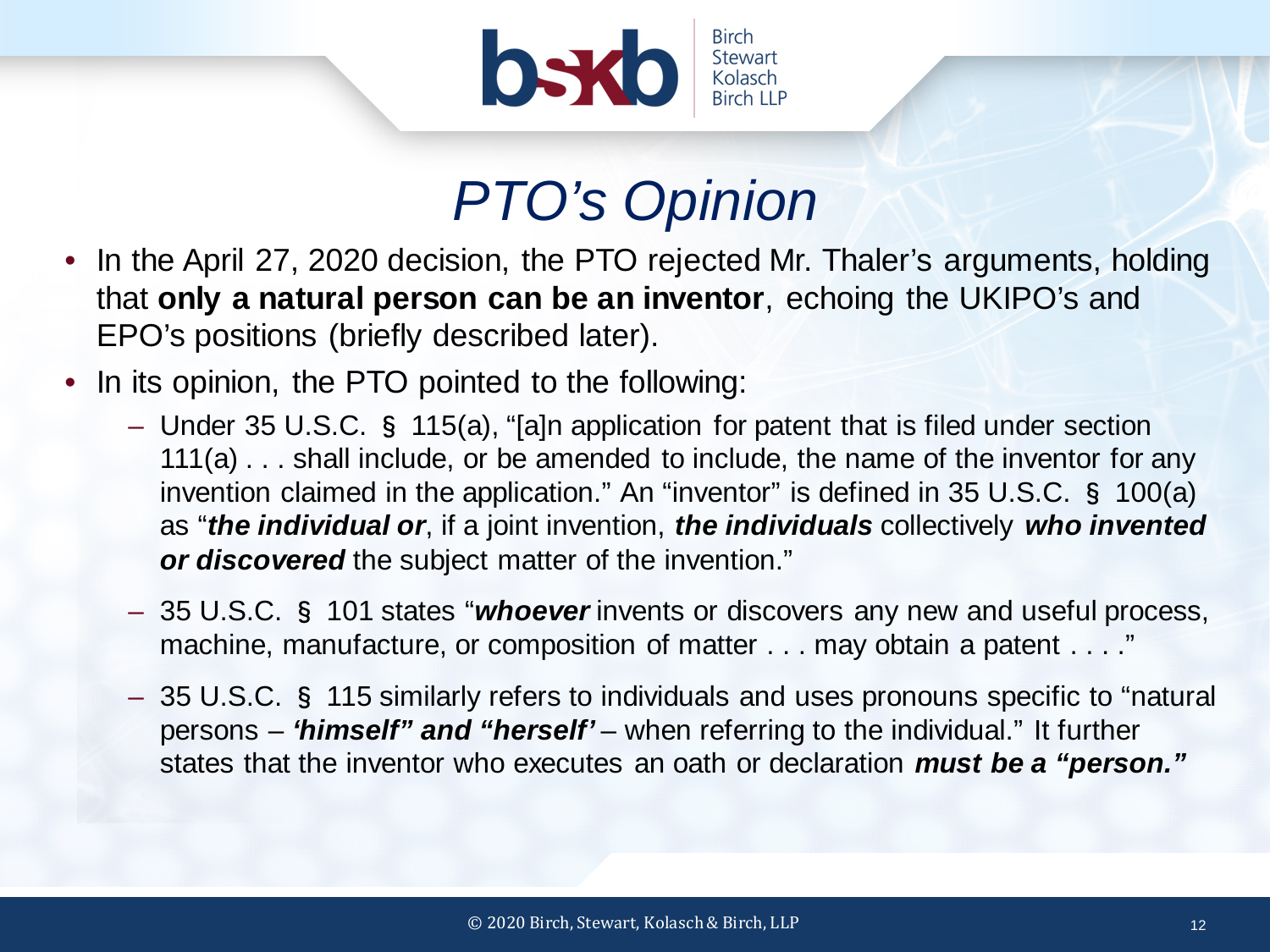# *PTO's Opinion*

- In the April 27, 2020 decision, the PTO rejected Mr. Thaler's arguments, holding that **only a natural person can be an inventor**, echoing the UKIPO's and EPO's positions (briefly described later).
- In its opinion, the PTO pointed to the following:
  - Under 35 U.S.C. § 115(a), "[a]n application for patent that is filed under section 111(a) . . . shall include, or be amended to include, the name of the inventor for any invention claimed in the application." An "inventor" is defined in 35 U.S.C. § 100(a) as "***the individual or***, if a joint invention, ***the individuals*** collectively ***who invented or discovered*** the subject matter of the invention."
  - 35 U.S.C. § 101 states "***whoever*** invents or discovers any new and useful process, machine, manufacture, or composition of matter . . . may obtain a patent . . . ."
  - 35 U.S.C. § 115 similarly refers to individuals and uses pronouns specific to "natural persons – ***'himself" and "herself'*** – when referring to the individual." It further states that the inventor who executes an oath or declaration ***must be a "person."***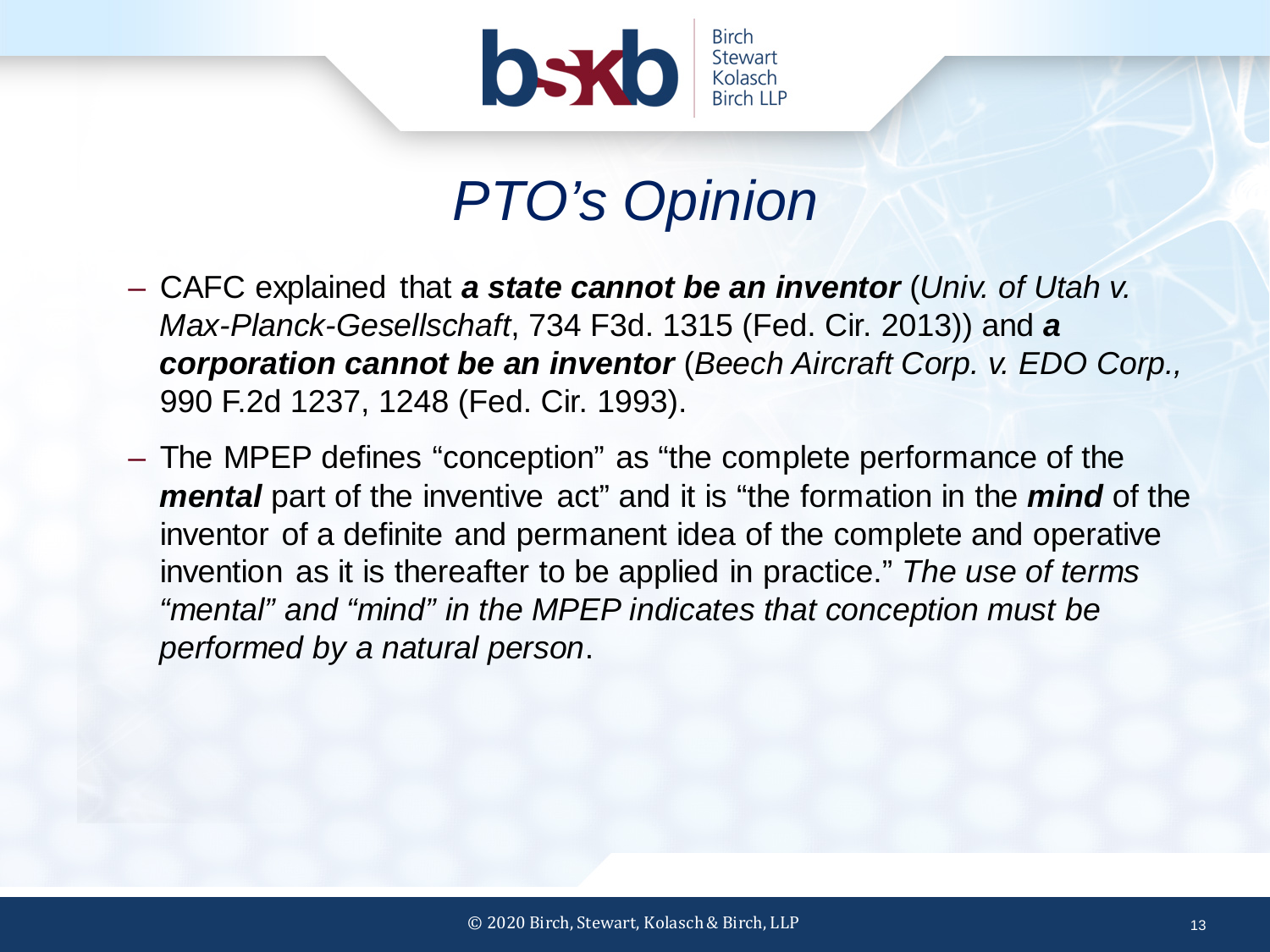# *PTO's Opinion*

- CAFC explained that ***a state cannot be an inventor*** (*Univ. of Utah v. Max-Planck-Gesellschaft*, 734 F3d. 1315 (Fed. Cir. 2013)) and ***a corporation cannot be an inventor*** (*Beech Aircraft Corp. v. EDO Corp.,* 990 F.2d 1237, 1248 (Fed. Cir. 1993).
- The MPEP defines "conception" as "the complete performance of the ***mental*** part of the inventive act" and it is "the formation in the ***mind*** of the inventor of a definite and permanent idea of the complete and operative invention as it is thereafter to be applied in practice." *The use of terms "mental" and "mind" in the MPEP indicates that conception must be performed by a natural person*.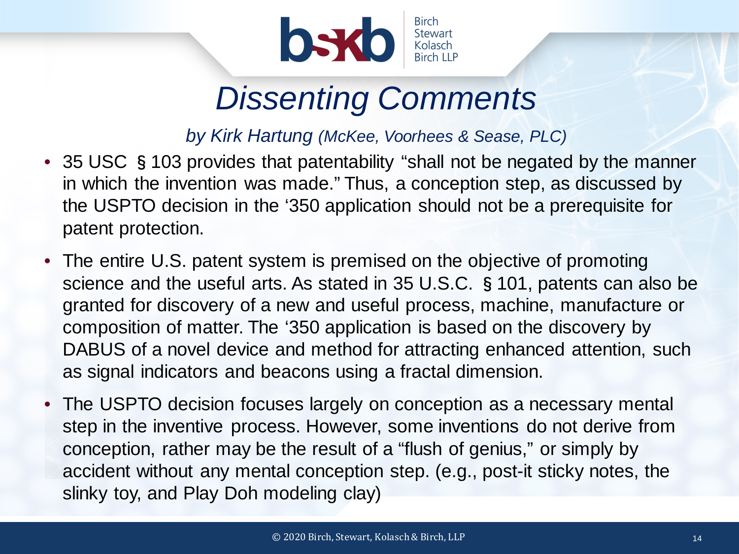# *Dissenting Comments*

*by Kirk Hartung (McKee, Voorhees & Sease, PLC)*

- 35 USC § 103 provides that patentability "shall not be negated by the manner in which the invention was made." Thus, a conception step, as discussed by the USPTO decision in the '350 application should not be a prerequisite for patent protection.
- The entire U.S. patent system is premised on the objective of promoting science and the useful arts. As stated in 35 U.S.C. § 101, patents can also be granted for discovery of a new and useful process, machine, manufacture or composition of matter. The '350 application is based on the discovery by DABUS of a novel device and method for attracting enhanced attention, such as signal indicators and beacons using a fractal dimension.
- The USPTO decision focuses largely on conception as a necessary mental step in the inventive process. However, some inventions do not derive from conception, rather may be the result of a "flush of genius," or simply by accident without any mental conception step. (e.g., post-it sticky notes, the slinky toy, and Play Doh modeling clay)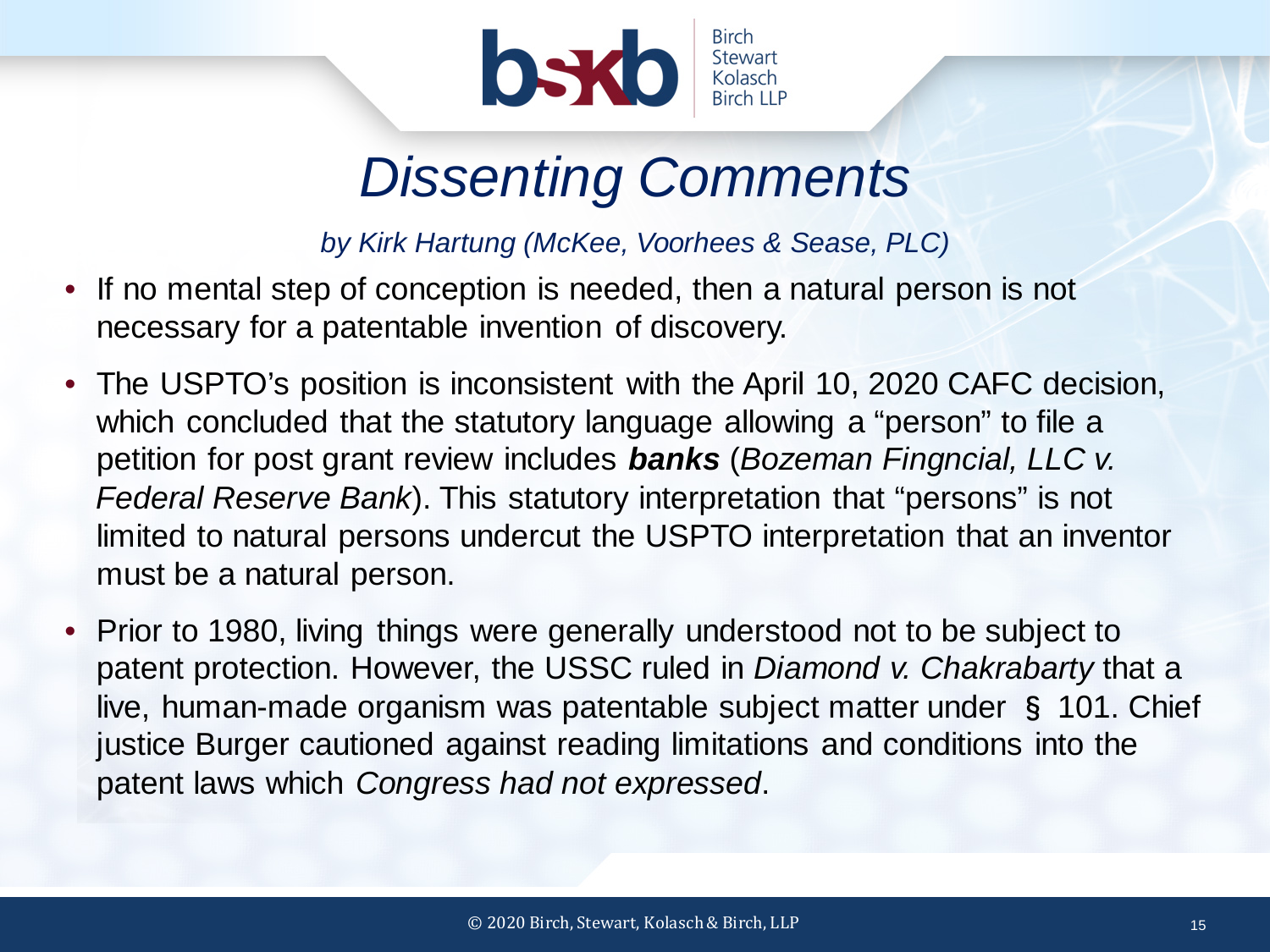# Dissenting Comments

*by Kirk Hartung (McKee, Voorhees & Sease, PLC)*

- If no mental step of conception is needed, then a natural person is not necessary for a patentable invention of discovery.
- The USPTO's position is inconsistent with the April 10, 2020 CAFC decision, which concluded that the statutory language allowing a "person" to file a petition for post grant review includes ***banks*** (*Bozeman Fingncial, LLC v. Federal Reserve Bank*). This statutory interpretation that "persons" is not limited to natural persons undercut the USPTO interpretation that an inventor must be a natural person.
- Prior to 1980, living things were generally understood not to be subject to patent protection. However, the USSC ruled in *Diamond v. Chakrabarty* that a live, human-made organism was patentable subject matter under § 101. Chief justice Burger cautioned against reading limitations and conditions into the patent laws which *Congress had not expressed*.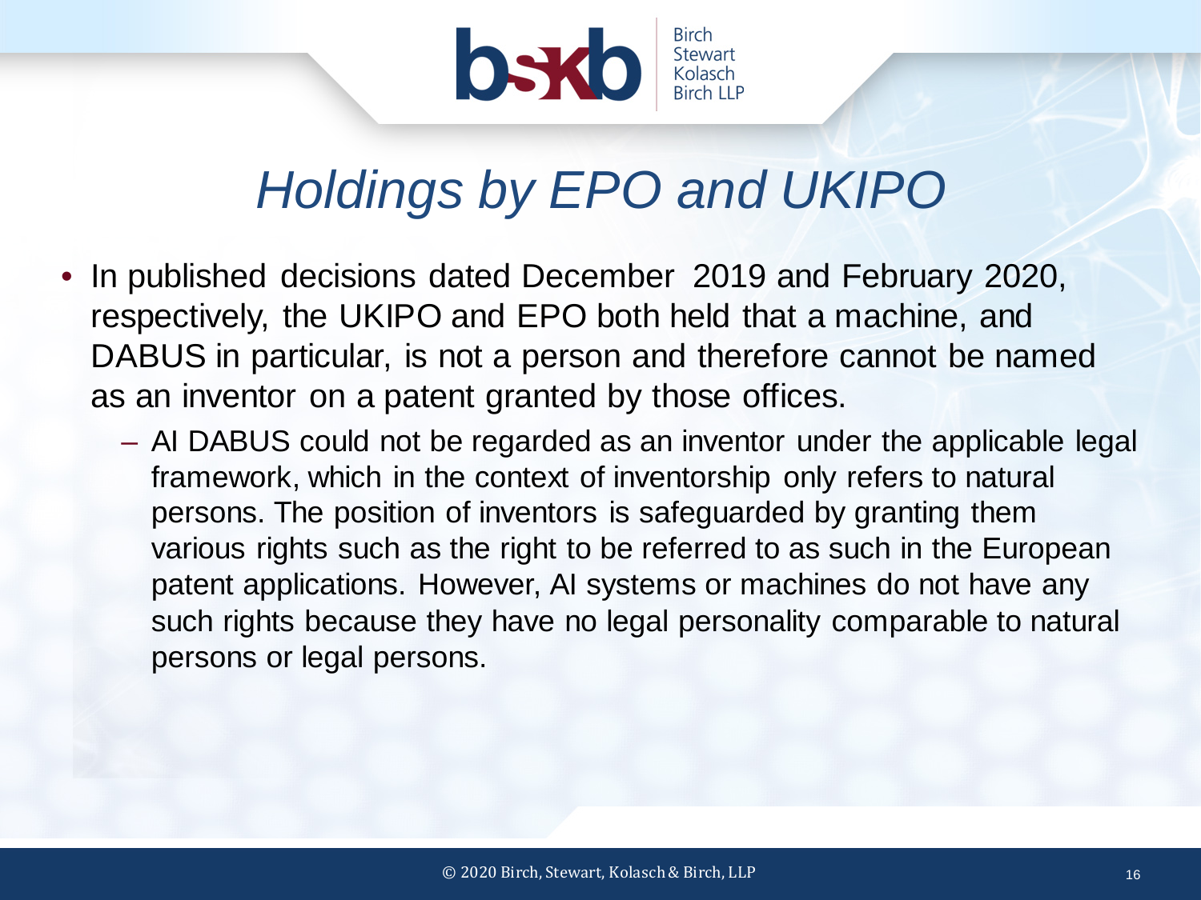# *Holdings by EPO and UKIPO*

- In published decisions dated December 2019 and February 2020, respectively, the UKIPO and EPO both held that a machine, and DABUS in particular, is not a person and therefore cannot be named as an inventor on a patent granted by those offices.
  - AI DABUS could not be regarded as an inventor under the applicable legal framework, which in the context of inventorship only refers to natural persons. The position of inventors is safeguarded by granting them various rights such as the right to be referred to as such in the European patent applications. However, AI systems or machines do not have any such rights because they have no legal personality comparable to natural persons or legal persons.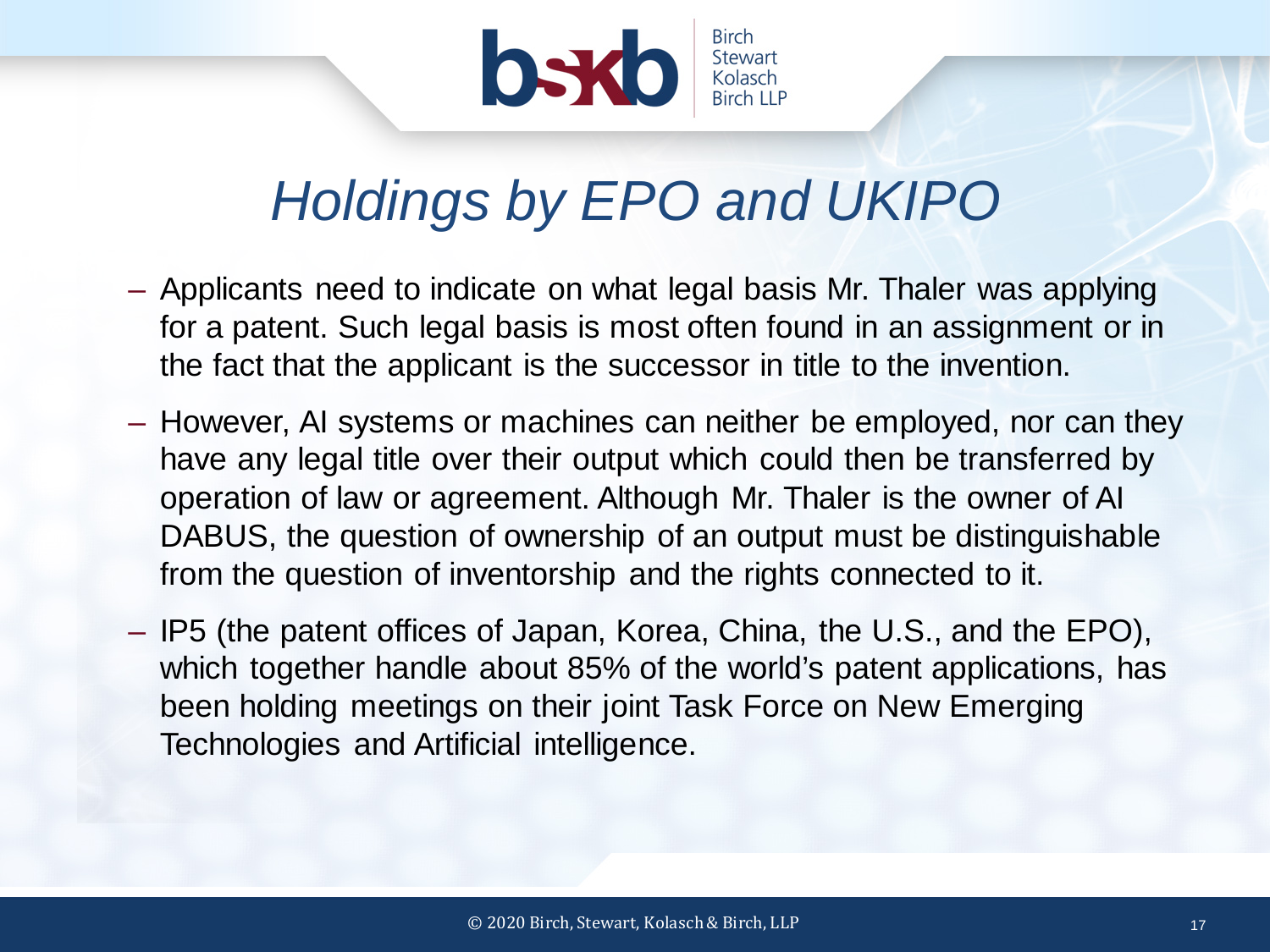# *Holdings by EPO and UKIPO*

- Applicants need to indicate on what legal basis Mr. Thaler was applying for a patent. Such legal basis is most often found in an assignment or in the fact that the applicant is the successor in title to the invention.
- However, AI systems or machines can neither be employed, nor can they have any legal title over their output which could then be transferred by operation of law or agreement. Although Mr. Thaler is the owner of AI DABUS, the question of ownership of an output must be distinguishable from the question of inventorship and the rights connected to it.
- IP5 (the patent offices of Japan, Korea, China, the U.S., and the EPO), which together handle about 85% of the world's patent applications, has been holding meetings on their joint Task Force on New Emerging Technologies and Artificial intelligence.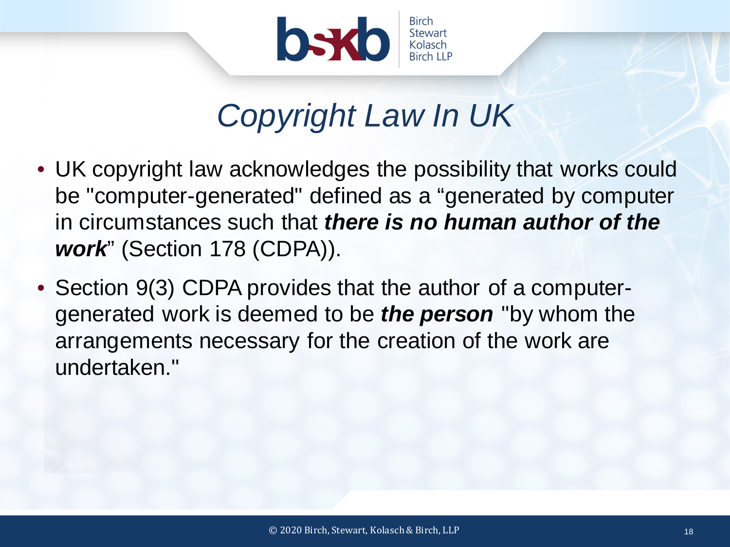# *Copyright Law In UK*

- UK copyright law acknowledges the possibility that works could be "computer-generated" defined as a "generated by computer in circumstances such that ***there is no human author of the work***" (Section 178 (CDPA)).
- Section 9(3) CDPA provides that the author of a computer-generated work is deemed to be ***the person*** "by whom the arrangements necessary for the creation of the work are undertaken."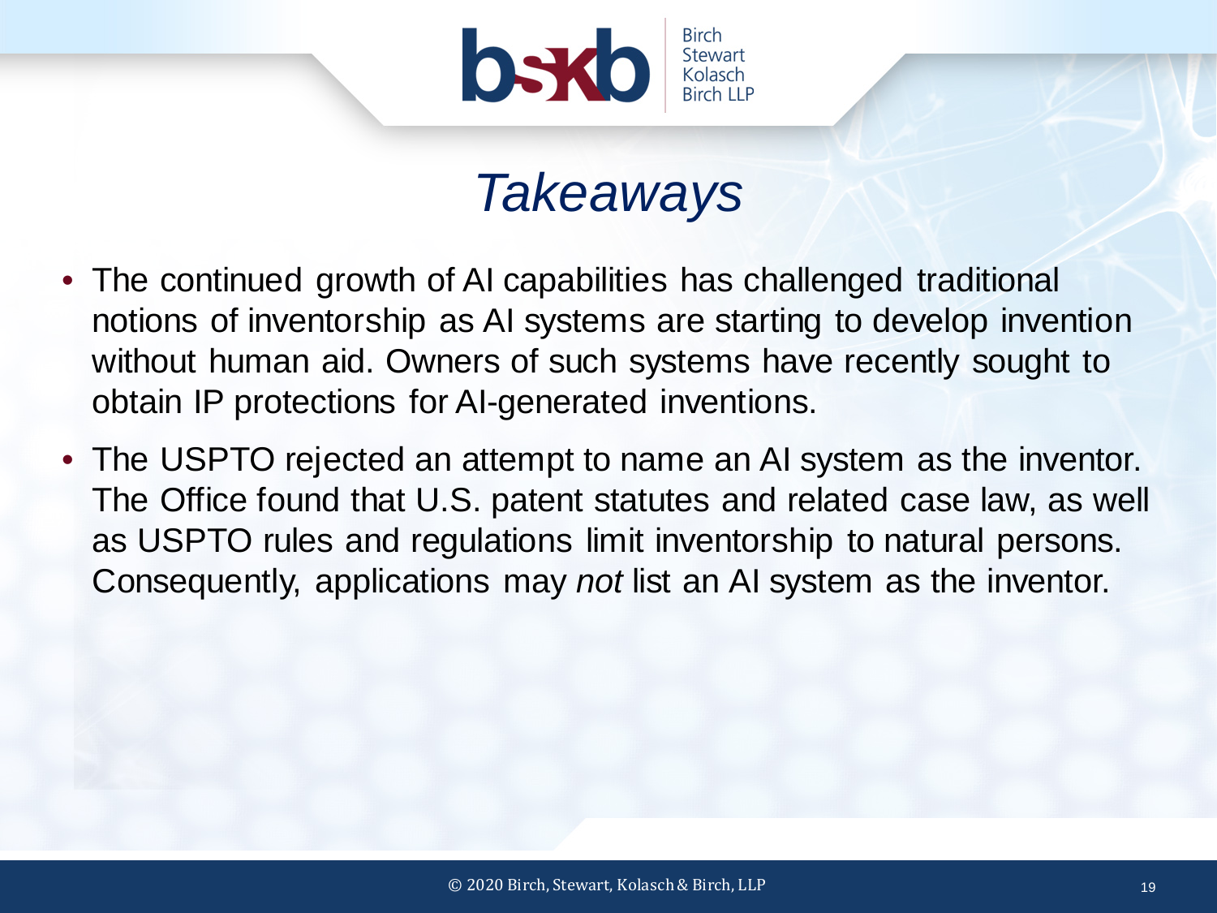# *Takeaways*

- The continued growth of AI capabilities has challenged traditional notions of inventorship as AI systems are starting to develop invention without human aid. Owners of such systems have recently sought to obtain IP protections for AI-generated inventions.
- The USPTO rejected an attempt to name an AI system as the inventor. The Office found that U.S. patent statutes and related case law, as well as USPTO rules and regulations limit inventorship to natural persons. Consequently, applications may *not* list an AI system as the inventor.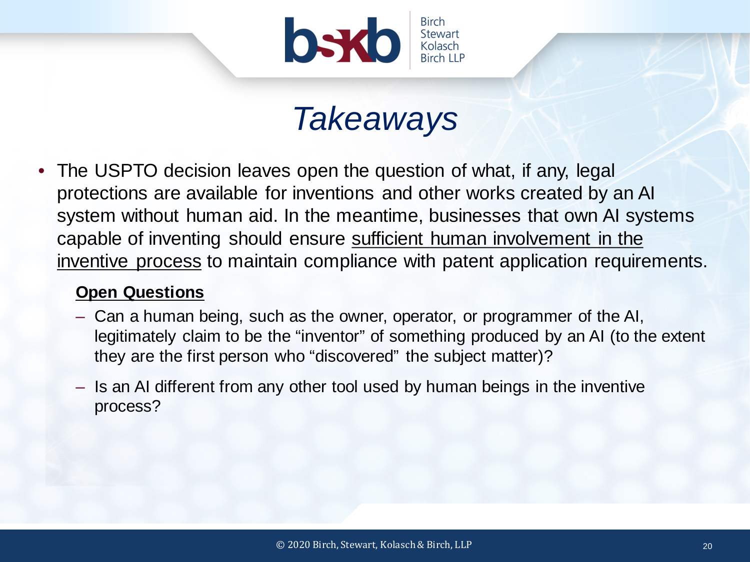# *Takeaways*

- The USPTO decision leaves open the question of what, if any, legal protections are available for inventions and other works created by an AI system without human aid. In the meantime, businesses that own AI systems capable of inventing should ensure <u>sufficient human involvement in the inventive process</u> to maintain compliance with patent application requirements.

  **<u>Open Questions</u>**

  - Can a human being, such as the owner, operator, or programmer of the AI, legitimately claim to be the "inventor" of something produced by an AI (to the extent they are the first person who "discovered" the subject matter)?
  - Is an AI different from any other tool used by human beings in the inventive process?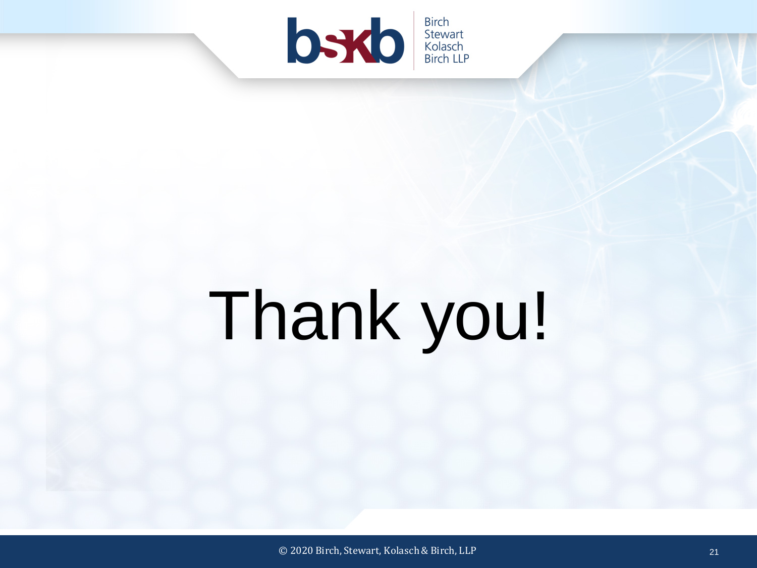# Thank you!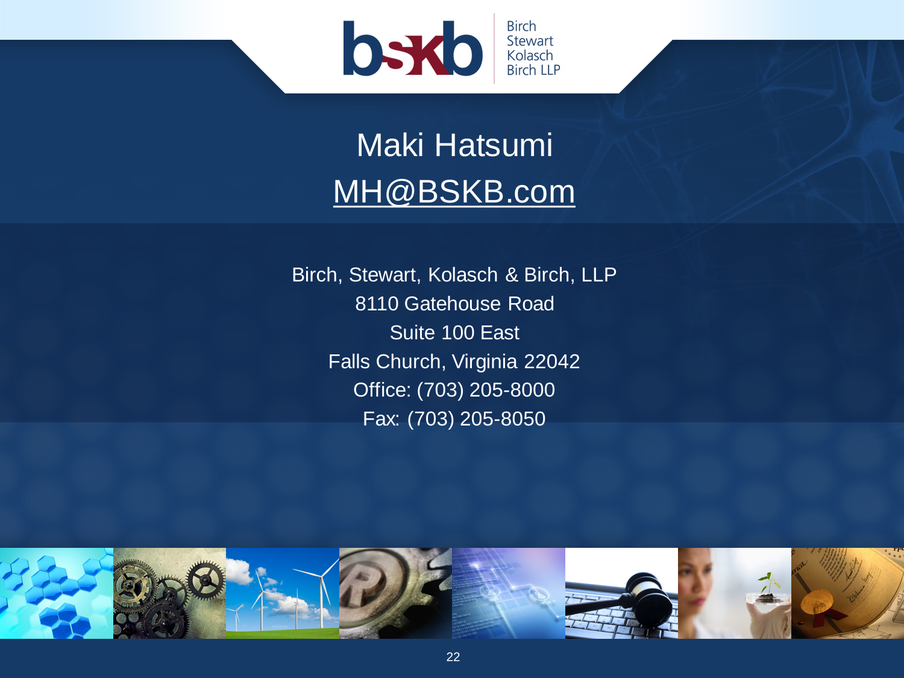Birch Stewart Kolasch Birch LLP

# Maki Hatsumi

MH@BSKB.com

Birch, Stewart, Kolasch & Birch, LLP
8110 Gatehouse Road
Suite 100 East
Falls Church, Virginia 22042
Office: (703) 205-8000
Fax: (703) 205-8050